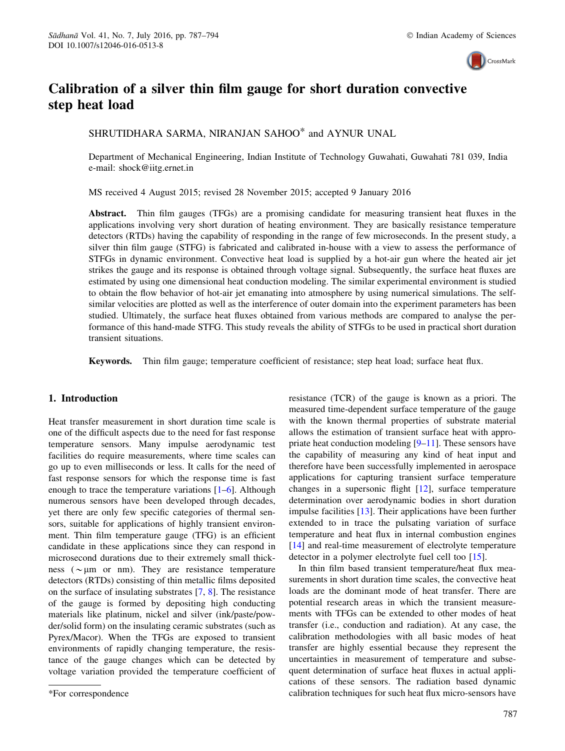# Calibration of a silver thin film gauge for short duration convective step heat load

SHRUTIDHARA SARMA, NIRANJAN SAHOO* and AYNUR UNAL

Department of Mechanical Engineering, Indian Institute of Technology Guwahati, Guwahati 781 039, India
e-mail: shock@iitg.ernet.in

MS received 4 August 2015; revised 28 November 2015; accepted 9 January 2016

**Abstract.** Thin film gauges (TFGs) are a promising candidate for measuring transient heat fluxes in the applications involving very short duration of heating environment. They are basically resistance temperature detectors (RTDs) having the capability of responding in the range of few microseconds. In the present study, a silver thin film gauge (STFG) is fabricated and calibrated in-house with a view to assess the performance of STFGs in dynamic environment. Convective heat load is supplied by a hot-air gun where the heated air jet strikes the gauge and its response is obtained through voltage signal. Subsequently, the surface heat fluxes are estimated by using one dimensional heat conduction modeling. The similar experimental environment is studied to obtain the flow behavior of hot-air jet emanating into atmosphere by using numerical simulations. The self-similar velocities are plotted as well as the interference of outer domain into the experiment parameters has been studied. Ultimately, the surface heat fluxes obtained from various methods are compared to analyse the performance of this hand-made STFG. This study reveals the ability of STFGs to be used in practical short duration transient situations.

**Keywords.** Thin film gauge; temperature coefficient of resistance; step heat load; surface heat flux.

## 1. Introduction

Heat transfer measurement in short duration time scale is one of the difficult aspects due to the need for fast response temperature sensors. Many impulse aerodynamic test facilities do require measurements, where time scales can go up to even milliseconds or less. It calls for the need of fast response sensors for which the response time is fast enough to trace the temperature variations [1–6]. Although numerous sensors have been developed through decades, yet there are only few specific categories of thermal sensors, suitable for applications of highly transient environment. Thin film temperature gauge (TFG) is an efficient candidate in these applications since they can respond in microsecond durations due to their extremely small thickness ($\sim \mu$m or nm). They are resistance temperature detectors (RTDs) consisting of thin metallic films deposited on the surface of insulating substrates [7, 8]. The resistance of the gauge is formed by depositing high conducting materials like platinum, nickel and silver (ink/paste/powder/solid form) on the insulating ceramic substrates (such as Pyrex/Macor). When the TFGs are exposed to transient environments of rapidly changing temperature, the resistance of the gauge changes which can be detected by voltage variation provided the temperature coefficient of resistance (TCR) of the gauge is known as a priori. The measured time-dependent surface temperature of the gauge with the known thermal properties of substrate material allows the estimation of transient surface heat with appropriate heat conduction modeling [9–11]. These sensors have the capability of measuring any kind of heat input and therefore have been successfully implemented in aerospace applications for capturing transient surface temperature changes in a supersonic flight [12], surface temperature determination over aerodynamic bodies in short duration impulse facilities [13]. Their applications have been further extended to in trace the pulsating variation of surface temperature and heat flux in internal combustion engines [14] and real-time measurement of electrolyte temperature detector in a polymer electrolyte fuel cell too [15].

In thin film based transient temperature/heat flux measurements in short duration time scales, the convective heat loads are the dominant mode of heat transfer. There are potential research areas in which the transient measurements with TFGs can be extended to other modes of heat transfer (i.e., conduction and radiation). At any case, the calibration methodologies with all basic modes of heat transfer are highly essential because they represent the uncertainties in measurement of temperature and subsequent determination of surface heat fluxes in actual applications of these sensors. The radiation based dynamic calibration techniques for such heat flux micro-sensors have

*For correspondence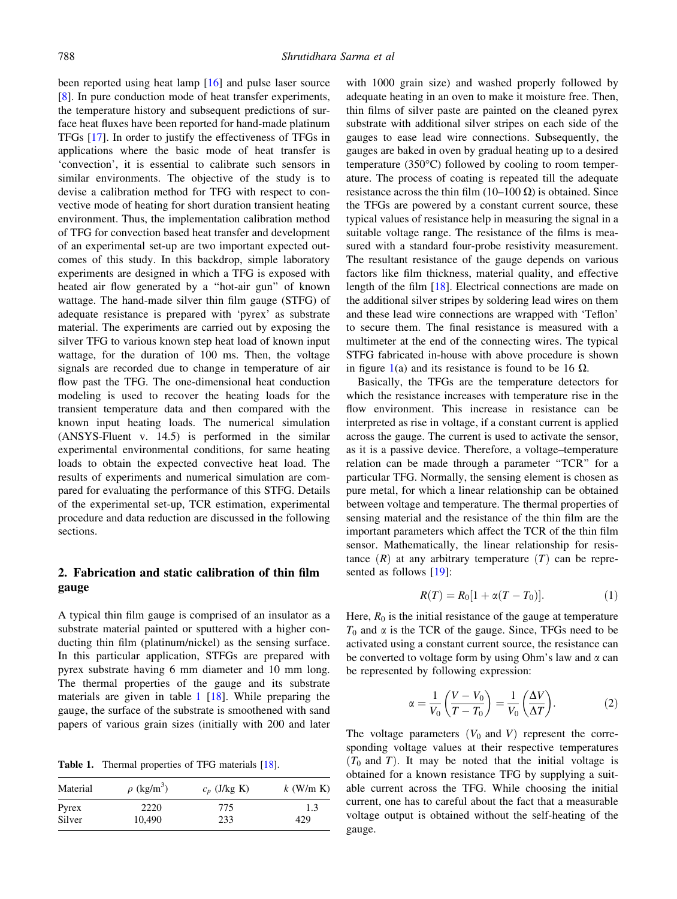been reported using heat lamp [16] and pulse laser source [8]. In pure conduction mode of heat transfer experiments, the temperature history and subsequent predictions of surface heat fluxes have been reported for hand-made platinum TFGs [17]. In order to justify the effectiveness of TFGs in applications where the basic mode of heat transfer is 'convection', it is essential to calibrate such sensors in similar environments. The objective of the study is to devise a calibration method for TFG with respect to convective mode of heating for short duration transient heating environment. Thus, the implementation calibration method of TFG for convection based heat transfer and development of an experimental set-up are two important expected outcomes of this study. In this backdrop, simple laboratory experiments are designed in which a TFG is exposed with heated air flow generated by a "hot-air gun" of known wattage. The hand-made silver thin film gauge (STFG) of adequate resistance is prepared with 'pyrex' as substrate material. The experiments are carried out by exposing the silver TFG to various known step heat load of known input wattage, for the duration of 100 ms. Then, the voltage signals are recorded due to change in temperature of air flow past the TFG. The one-dimensional heat conduction modeling is used to recover the heating loads for the transient temperature data and then compared with the known input heating loads. The numerical simulation (ANSYS-Fluent v. 14.5) is performed in the similar experimental environmental conditions, for same heating loads to obtain the expected convective heat load. The results of experiments and numerical simulation are compared for evaluating the performance of this STFG. Details of the experimental set-up, TCR estimation, experimental procedure and data reduction are discussed in the following sections.

## 2. Fabrication and static calibration of thin film gauge

A typical thin film gauge is comprised of an insulator as a substrate material painted or sputtered with a higher conducting thin film (platinum/nickel) as the sensing surface. In this particular application, STFGs are prepared with pyrex substrate having 6 mm diameter and 10 mm long. The thermal properties of the gauge and its substrate materials are given in table 1 [18]. While preparing the gauge, the surface of the substrate is smoothened with sand papers of various grain sizes (initially with 200 and later with 1000 grain size) and washed properly followed by adequate heating in an oven to make it moisture free. Then, thin films of silver paste are painted on the cleaned pyrex substrate with additional silver stripes on each side of the gauges to ease lead wire connections. Subsequently, the gauges are baked in oven by gradual heating up to a desired temperature (350°C) followed by cooling to room temperature. The process of coating is repeated till the adequate resistance across the thin film (10–100 Ω) is obtained. Since the TFGs are powered by a constant current source, these typical values of resistance help in measuring the signal in a suitable voltage range. The resistance of the films is measured with a standard four-probe resistivity measurement. The resultant resistance of the gauge depends on various factors like film thickness, material quality, and effective length of the film [18]. Electrical connections are made on the additional silver stripes by soldering lead wires on them and these lead wire connections are wrapped with 'Teflon' to secure them. The final resistance is measured with a multimeter at the end of the connecting wires. The typical STFG fabricated in-house with above procedure is shown in figure 1(a) and its resistance is found to be 16 Ω.

**Table 1.** Thermal properties of TFG materials [18].

| Material | $\rho$ (kg/m$^3$) | $c_p$ (J/kg K) | $k$ (W/m K) |
|---|---|---|---|
| Pyrex | 2220 | 775 | 1.3 |
| Silver | 10,490 | 233 | 429 |

Basically, the TFGs are the temperature detectors for which the resistance increases with temperature rise in the flow environment. This increase in resistance can be interpreted as rise in voltage, if a constant current is applied across the gauge. The current is used to activate the sensor, as it is a passive device. Therefore, a voltage–temperature relation can be made through a parameter "TCR" for a particular TFG. Normally, the sensing element is chosen as pure metal, for which a linear relationship can be obtained between voltage and temperature. The thermal properties of sensing material and the resistance of the thin film are the important parameters which affect the TCR of the thin film sensor. Mathematically, the linear relationship for resistance ($R$) at any arbitrary temperature ($T$) can be represented as follows [19]:

$$R(T) = R_0[1 + \alpha(T - T_0)]. \tag{1}$$

Here, $R_0$ is the initial resistance of the gauge at temperature $T_0$ and $\alpha$ is the TCR of the gauge. Since, TFGs need to be activated using a constant current source, the resistance can be converted to voltage form by using Ohm's law and $\alpha$ can be represented by following expression:

$$\alpha = \frac{1}{V_0}\left(\frac{V - V_0}{T - T_0}\right) = \frac{1}{V_0}\left(\frac{\Delta V}{\Delta T}\right). \tag{2}$$

The voltage parameters ($V_0$ and $V$) represent the corresponding voltage values at their respective temperatures ($T_0$ and $T$). It may be noted that the initial voltage is obtained for a known resistance TFG by supplying a suitable current across the TFG. While choosing the initial current, one has to careful about the fact that a measurable voltage output is obtained without the self-heating of the gauge.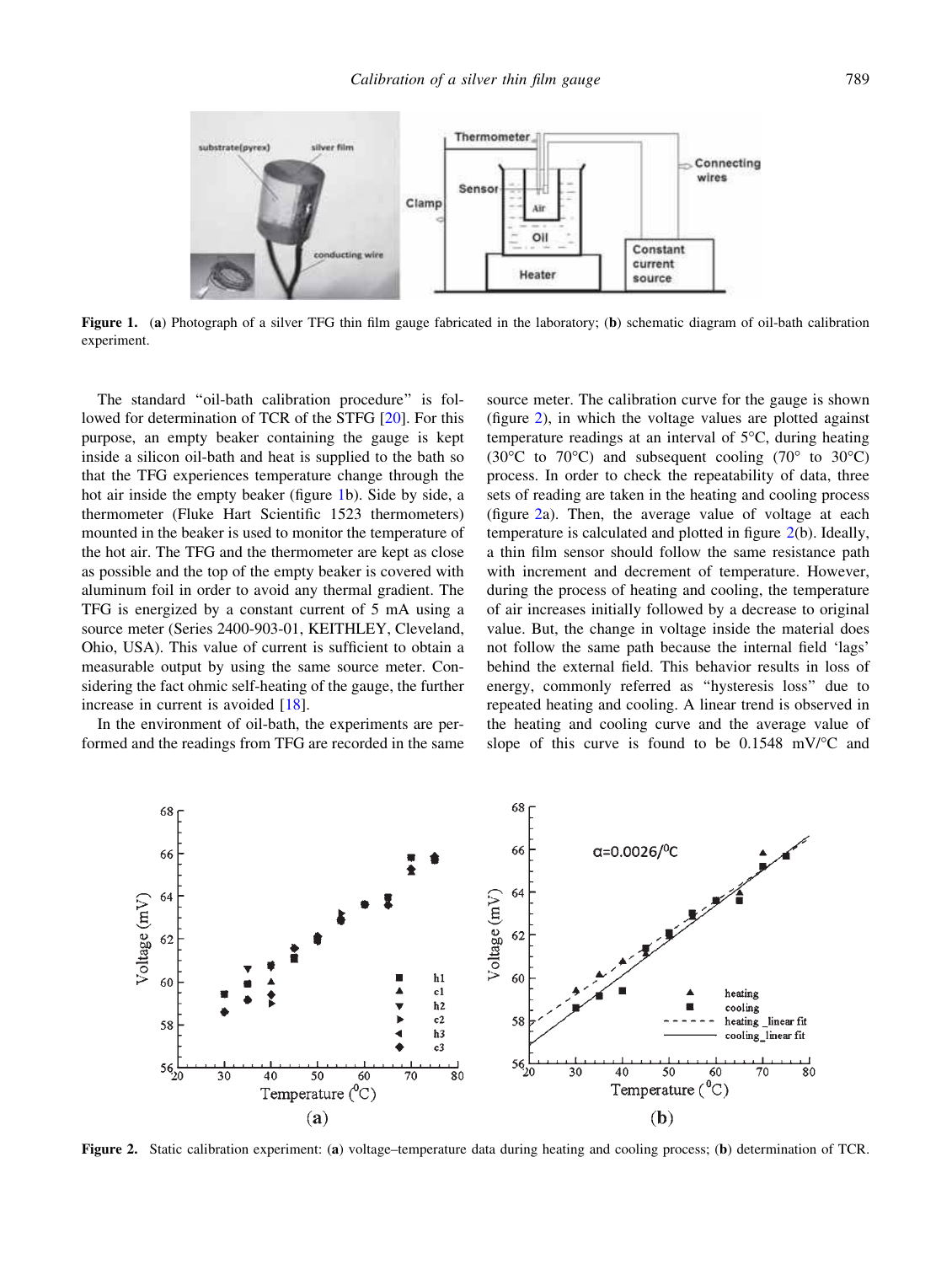**Figure 1.** (**a**) Photograph of a silver TFG thin film gauge fabricated in the laboratory; (**b**) schematic diagram of oil-bath calibration experiment.

The standard "oil-bath calibration procedure" is followed for determination of TCR of the STFG [20]. For this purpose, an empty beaker containing the gauge is kept inside a silicon oil-bath and heat is supplied to the bath so that the TFG experiences temperature change through the hot air inside the empty beaker (figure 1b). Side by side, a thermometer (Fluke Hart Scientific 1523 thermometers) mounted in the beaker is used to monitor the temperature of the hot air. The TFG and the thermometer are kept as close as possible and the top of the empty beaker is covered with aluminum foil in order to avoid any thermal gradient. The TFG is energized by a constant current of 5 mA using a source meter (Series 2400-903-01, KEITHLEY, Cleveland, Ohio, USA). This value of current is sufficient to obtain a measurable output by using the same source meter. Considering the fact ohmic self-heating of the gauge, the further increase in current is avoided [18].

In the environment of oil-bath, the experiments are performed and the readings from TFG are recorded in the same source meter. The calibration curve for the gauge is shown (figure 2), in which the voltage values are plotted against temperature readings at an interval of 5°C, during heating (30°C to 70°C) and subsequent cooling (70° to 30°C) process. In order to check the repeatability of data, three sets of reading are taken in the heating and cooling process (figure 2a). Then, the average value of voltage at each temperature is calculated and plotted in figure 2(b). Ideally, a thin film sensor should follow the same resistance path with increment and decrement of temperature. However, during the process of heating and cooling, the temperature of air increases initially followed by a decrease to original value. But, the change in voltage inside the material does not follow the same path because the internal field 'lags' behind the external field. This behavior results in loss of energy, commonly referred as "hysteresis loss" due to repeated heating and cooling. A linear trend is observed in the heating and cooling curve and the average value of slope of this curve is found to be 0.1548 mV/°C and

**Figure 2.** Static calibration experiment: (**a**) voltage–temperature data during heating and cooling process; (**b**) determination of TCR.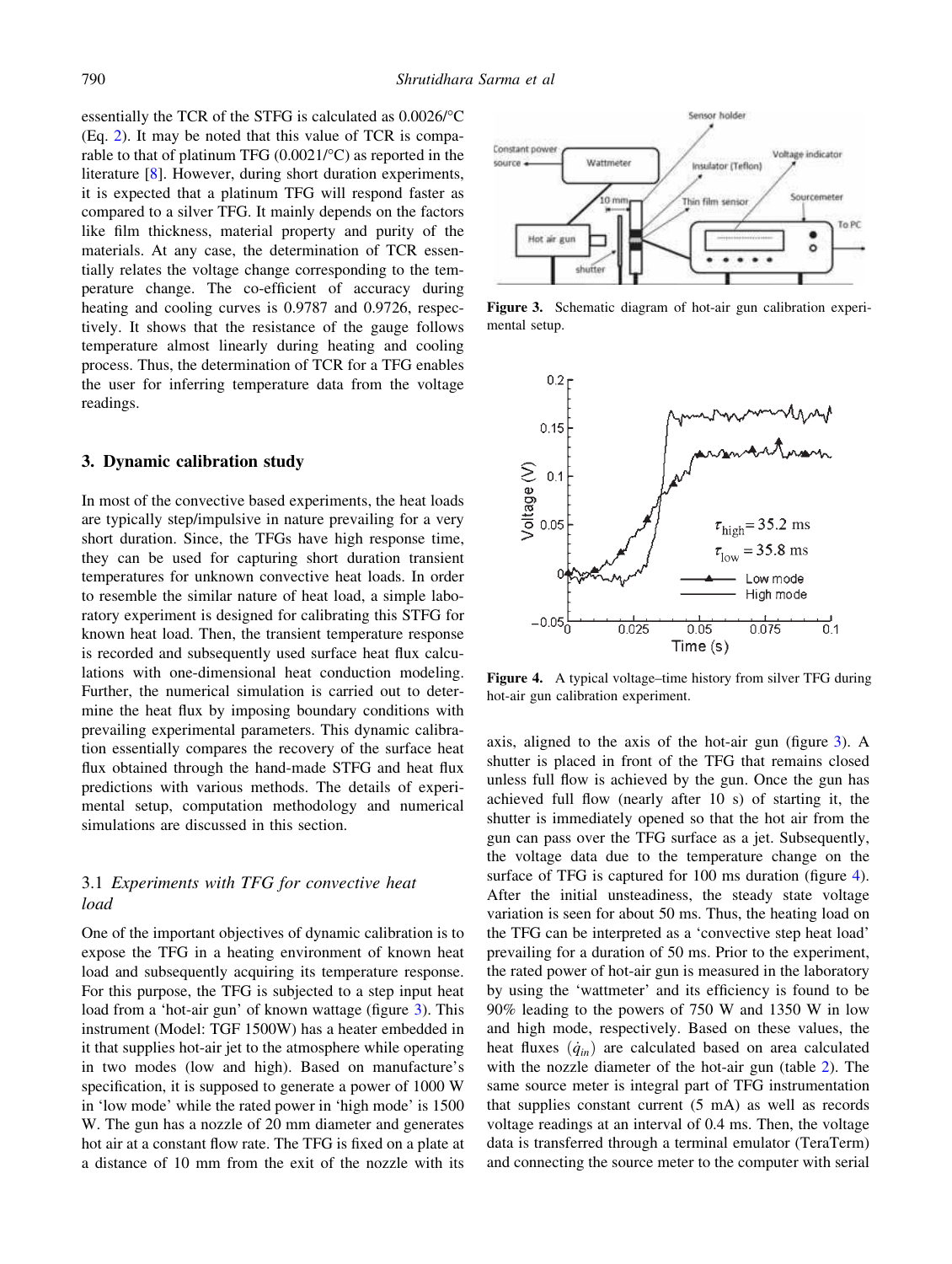essentially the TCR of the STFG is calculated as 0.0026/°C (Eq. 2). It may be noted that this value of TCR is comparable to that of platinum TFG (0.0021/°C) as reported in the literature [8]. However, during short duration experiments, it is expected that a platinum TFG will respond faster as compared to a silver TFG. It mainly depends on the factors like film thickness, material property and purity of the materials. At any case, the determination of TCR essentially relates the voltage change corresponding to the temperature change. The co-efficient of accuracy during heating and cooling curves is 0.9787 and 0.9726, respectively. It shows that the resistance of the gauge follows temperature almost linearly during heating and cooling process. Thus, the determination of TCR for a TFG enables the user for inferring temperature data from the voltage readings.

## 3. Dynamic calibration study

In most of the convective based experiments, the heat loads are typically step/impulsive in nature prevailing for a very short duration. Since, the TFGs have high response time, they can be used for capturing short duration transient temperatures for unknown convective heat loads. In order to resemble the similar nature of heat load, a simple laboratory experiment is designed for calibrating this STFG for known heat load. Then, the transient temperature response is recorded and subsequently used surface heat flux calculations with one-dimensional heat conduction modeling. Further, the numerical simulation is carried out to determine the heat flux by imposing boundary conditions with prevailing experimental parameters. This dynamic calibration essentially compares the recovery of the surface heat flux obtained through the hand-made STFG and heat flux predictions with various methods. The details of experimental setup, computation methodology and numerical simulations are discussed in this section.

### 3.1 *Experiments with TFG for convective heat load*

One of the important objectives of dynamic calibration is to expose the TFG in a heating environment of known heat load and subsequently acquiring its temperature response. For this purpose, the TFG is subjected to a step input heat load from a 'hot-air gun' of known wattage (figure 3). This instrument (Model: TGF 1500W) has a heater embedded in it that supplies hot-air jet to the atmosphere while operating in two modes (low and high). Based on manufacture's specification, it is supposed to generate a power of 1000 W in 'low mode' while the rated power in 'high mode' is 1500 W. The gun has a nozzle of 20 mm diameter and generates hot air at a constant flow rate. The TFG is fixed on a plate at a distance of 10 mm from the exit of the nozzle with its axis, aligned to the axis of the hot-air gun (figure 3). A shutter is placed in front of the TFG that remains closed unless full flow is achieved by the gun. Once the gun has achieved full flow (nearly after 10 s) of starting it, the shutter is immediately opened so that the hot air from the gun can pass over the TFG surface as a jet. Subsequently, the voltage data due to the temperature change on the surface of TFG is captured for 100 ms duration (figure 4). After the initial unsteadiness, the steady state voltage variation is seen for about 50 ms. Thus, the heating load on the TFG can be interpreted as a 'convective step heat load' prevailing for a duration of 50 ms. Prior to the experiment, the rated power of hot-air gun is measured in the laboratory by using the 'wattmeter' and its efficiency is found to be 90% leading to the powers of 750 W and 1350 W in low and high mode, respectively. Based on these values, the heat fluxes $(\dot{q}_{in})$ are calculated based on area calculated with the nozzle diameter of the hot-air gun (table 2). The same source meter is integral part of TFG instrumentation that supplies constant current (5 mA) as well as records voltage readings at an interval of 0.4 ms. Then, the voltage data is transferred through a terminal emulator (TeraTerm) and connecting the source meter to the computer with serial

**Figure 3.** Schematic diagram of hot-air gun calibration experimental setup.

**Figure 4.** A typical voltage–time history from silver TFG during hot-air gun calibration experiment.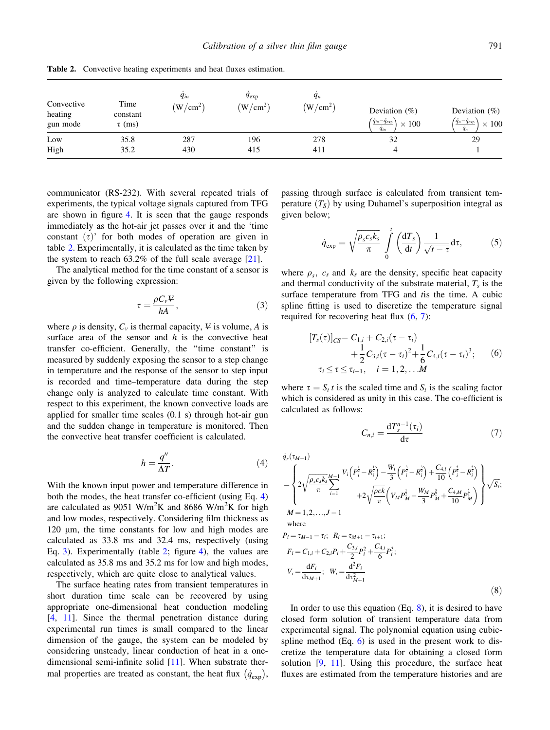**Table 2.** Convective heating experiments and heat fluxes estimation.

| Convective heating gun mode | Time constant $\tau$ (ms) | $\dot{q}_{in}$ $(\mathrm{W/cm^2})$ | $\dot{q}_{\exp}$ $(\mathrm{W/cm^2})$ | $\dot{q}_n$ $(\mathrm{W/cm^2})$ | Deviation (%) $\left(\frac{\dot{q}_{in}-\dot{q}_{\exp}}{\dot{q}_{in}}\right)\times 100$ | Deviation (%) $\left(\frac{\dot{q}_{n}-\dot{q}_{\exp}}{\dot{q}_{n}}\right)\times 100$ |
|---|---|---|---|---|---|---|
| Low | 35.8 | 287 | 196 | 278 | 32 | 29 |
| High | 35.2 | 430 | 415 | 411 | 4 | 1 |

communicator (RS-232). With several repeated trials of experiments, the typical voltage signals captured from TFG are shown in figure 4. It is seen that the gauge responds immediately as the hot-air jet passes over it and the 'time constant ($\tau$)' for both modes of operation are given in table 2. Experimentally, it is calculated as the time taken by the system to reach 63.2% of the full scale average [21].

The analytical method for the time constant of a sensor is given by the following expression:

$$\tau = \frac{\rho C_v V}{hA}, \tag{3}$$

where $\rho$ is density, $C_v$ is thermal capacity, $V$ is volume, $A$ is surface area of the sensor and $h$ is the convective heat transfer co-efficient. Generally, the "time constant" is measured by suddenly exposing the sensor to a step change in temperature and the response of the sensor to step input is recorded and time–temperature data during the step change only is analyzed to calculate time constant. With respect to this experiment, the known convective loads are applied for smaller time scales (0.1 s) through hot-air gun and the sudden change in temperature is monitored. Then the convective heat transfer coefficient is calculated.

$$h = \frac{q''}{\Delta T}. \tag{4}$$

With the known input power and temperature difference in both the modes, the heat transfer co-efficient (using Eq. 4) are calculated as 9051 $\mathrm{W/m^2K}$ and 8686 $\mathrm{W/m^2K}$ for high and low modes, respectively. Considering film thickness as 120 μm, the time constants for low and high modes are calculated as 33.8 ms and 32.4 ms, respectively (using Eq. 3). Experimentally (table 2; figure 4), the values are calculated as 35.8 ms and 35.2 ms for low and high modes, respectively, which are quite close to analytical values.

The surface heating rates from transient temperatures in short duration time scale can be recovered by using appropriate one-dimensional heat conduction modeling [4, 11]. Since the thermal penetration distance during experimental run times is small compared to the linear dimension of the gauge, the system can be modeled by considering unsteady, linear conduction of heat in a one-dimensional semi-infinite solid [11]. When substrate thermal properties are treated as constant, the heat flux $(\dot{q}_{\exp})$, passing through surface is calculated from transient temperature $(T_S)$ by using Duhamel's superposition integral as given below;

$$\dot{q}_{\exp} = \sqrt{\frac{\rho_s c_s k_s}{\pi}} \int_0^t \left(\frac{\mathrm{d}T_s}{\mathrm{d}t}\right) \frac{1}{\sqrt{t-\tau}} \mathrm{d}\tau, \tag{5}$$

where $\rho_s$, $c_s$ and $k_s$ are the density, specific heat capacity and thermal conductivity of the substrate material, $T_s$ is the surface temperature from TFG and $t$ is the time. A cubic spline fitting is used to discretize the temperature signal required for recovering heat flux (6, 7):

$$\begin{aligned}[T_s(\tau)]_{CS} = {} & C_{1,i} + C_{2,i}(\tau - \tau_i) \\ & + \frac{1}{2}C_{3,i}(\tau - \tau_i)^2 + \frac{1}{6}C_{4,i}(\tau - \tau_i)^3; \\ & \tau_i \le \tau \le \tau_{i-1}, \quad i = 1, 2, \ldots M\end{aligned} \tag{6}$$

where $\tau = S_t\, t$ is the scaled time and $S_t$ is the scaling factor which is considered as unity in this case. The co-efficient is calculated as follows:

$$C_{n,i} = \frac{\mathrm{d}T_s^{n-1}(\tau_i)}{\mathrm{d}\tau} \tag{7}$$

$$\begin{aligned}
&\dot{q}_r(\tau_{M+1}) \\
&= \left\{ 2\sqrt{\frac{\rho_s c_s k_s}{\pi}} \sum_{i=1}^{M-1} \begin{matrix} V_i\left(P_i^{\frac{1}{2}} - R_i^{\frac{1}{2}}\right) - \frac{W_i}{3}\left(P_i^{\frac{3}{2}} - R_i^{\frac{3}{2}}\right) + \frac{C_{4,i}}{10}\left(P_i^{\frac{5}{2}} - R_i^{\frac{5}{2}}\right) \\ +2\sqrt{\frac{\rho c k}{\pi}}\left(V_M P_M^{\frac{1}{2}} - \frac{W_M}{3}P_M^{\frac{3}{2}} + \frac{C_{4,M}}{10}P_M^{\frac{5}{2}}\right) \end{matrix} \right\} \sqrt{S_t}; \\
&M = 1, 2, \ldots, J-1 \\
&\text{where} \\
&P_i = \tau_{M-1} - \tau_i; \quad R_i = \tau_{M+1} - \tau_{i+1}; \\
&F_i = C_{1,i} + C_{2,i}P_i + \frac{C_{3,i}}{2}P_i^2 + \frac{C_{4,i}}{6}P_i^3; \\
&V_i = \frac{\mathrm{d}F_i}{\mathrm{d}\tau_{M+1}}; \quad W_i = \frac{\mathrm{d}^2 F_i}{\mathrm{d}\tau_{M+1}^2}
\end{aligned} \tag{8}$$

In order to use this equation (Eq. 8), it is desired to have closed form solution of transient temperature data from experimental signal. The polynomial equation using cubic-spline method (Eq. 6) is used in the present work to discretize the temperature data for obtaining a closed form solution [9, 11]. Using this procedure, the surface heat fluxes are estimated from the temperature histories and are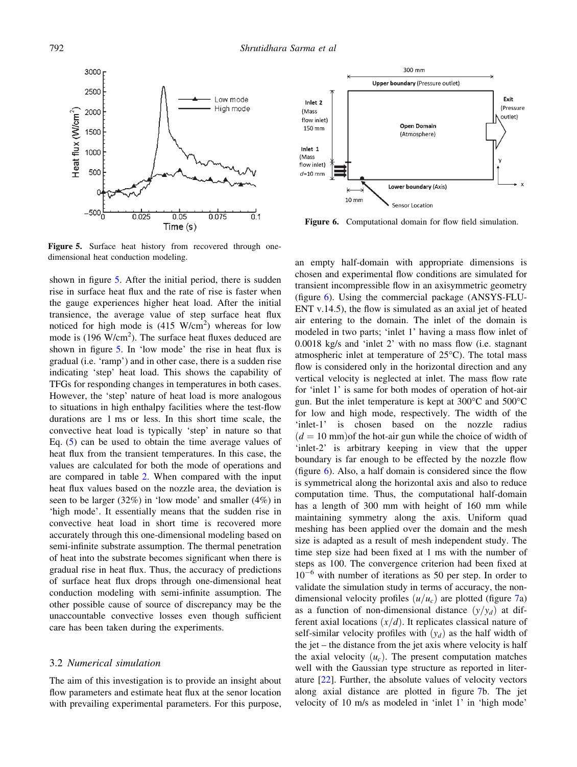Figure 5. Surface heat history from recovered through one-dimensional heat conduction modeling.

Figure 6. Computational domain for flow field simulation.

shown in figure 5. After the initial period, there is sudden rise in surface heat flux and the rate of rise is faster when the gauge experiences higher heat load. After the initial transience, the average value of step surface heat flux noticed for high mode is (415 W/cm$^2$) whereas for low mode is (196 W/cm$^2$). The surface heat fluxes deduced are shown in figure 5. In 'low mode' the rise in heat flux is gradual (i.e. 'ramp') and in other case, there is a sudden rise indicating 'step' heat load. This shows the capability of TFGs for responding changes in temperatures in both cases. However, the 'step' nature of heat load is more analogous to situations in high enthalpy facilities where the test-flow durations are 1 ms or less. In this short time scale, the convective heat load is typically 'step' in nature so that Eq. (5) can be used to obtain the time average values of heat flux from the transient temperatures. In this case, the values are calculated for both the mode of operations and are compared in table 2. When compared with the input heat flux values based on the nozzle area, the deviation is seen to be larger (32%) in 'low mode' and smaller (4%) in 'high mode'. It essentially means that the sudden rise in convective heat load in short time is recovered more accurately through this one-dimensional modeling based on semi-infinite substrate assumption. The thermal penetration of heat into the substrate becomes significant when there is gradual rise in heat flux. Thus, the accuracy of predictions of surface heat flux drops through one-dimensional heat conduction modeling with semi-infinite assumption. The other possible cause of source of discrepancy may be the unaccountable convective losses even though sufficient care has been taken during the experiments.

### 3.2 *Numerical simulation*

The aim of this investigation is to provide an insight about flow parameters and estimate heat flux at the senor location with prevailing experimental parameters. For this purpose, an empty half-domain with appropriate dimensions is chosen and experimental flow conditions are simulated for transient incompressible flow in an axisymmetric geometry (figure 6). Using the commercial package (ANSYS-FLUENT v.14.5), the flow is simulated as an axial jet of heated air entering to the domain. The inlet of the domain is modeled in two parts; 'inlet 1' having a mass flow inlet of 0.0018 kg/s and 'inlet 2' with no mass flow (i.e. stagnant atmospheric inlet at temperature of 25°C). The total mass flow is considered only in the horizontal direction and any vertical velocity is neglected at inlet. The mass flow rate for 'inlet 1' is same for both modes of operation of hot-air gun. But the inlet temperature is kept at 300°C and 500°C for low and high mode, respectively. The width of the 'inlet-1' is chosen based on the nozzle radius ($d = 10$ mm)of the hot-air gun while the choice of width of 'inlet-2' is arbitrary keeping in view that the upper boundary is far enough to be effected by the nozzle flow (figure 6). Also, a half domain is considered since the flow is symmetrical along the horizontal axis and also to reduce computation time. Thus, the computational half-domain has a length of 300 mm with height of 160 mm while maintaining symmetry along the axis. Uniform quad meshing has been applied over the domain and the mesh size is adapted as a result of mesh independent study. The time step size had been fixed at 1 ms with the number of steps as 100. The convergence criterion had been fixed at $10^{-6}$ with number of iterations as 50 per step. In order to validate the simulation study in terms of accuracy, the non-dimensional velocity profiles $(u/u_c)$ are plotted (figure 7a) as a function of non-dimensional distance $(y/y_d)$ at different axial locations $(x/d)$. It replicates classical nature of self-similar velocity profiles with $(y_d)$ as the half width of the jet – the distance from the jet axis where velocity is half the axial velocity $(u_c)$. The present computation matches well with the Gaussian type structure as reported in literature [22]. Further, the absolute values of velocity vectors along axial distance are plotted in figure 7b. The jet velocity of 10 m/s as modeled in 'inlet 1' in 'high mode'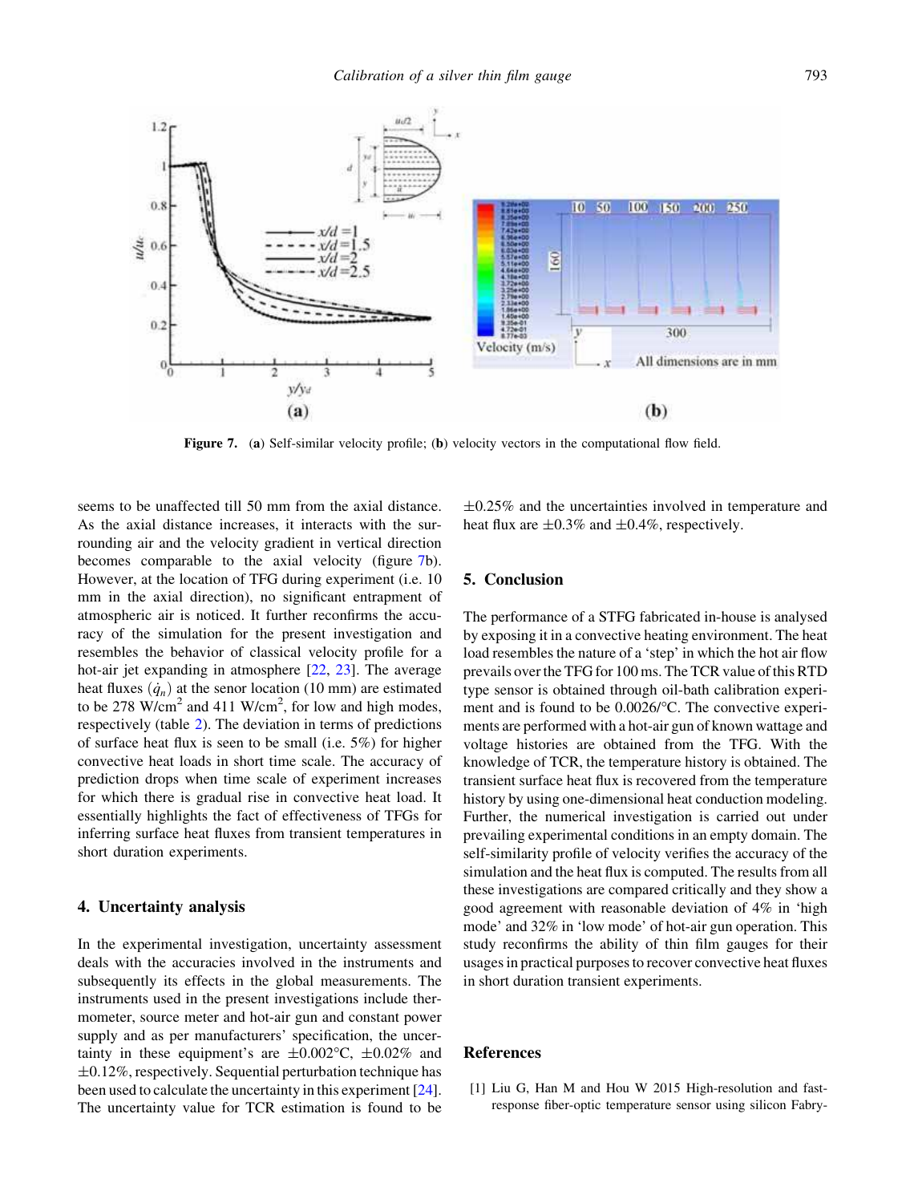Figure 7. (**a**) Self-similar velocity profile; (**b**) velocity vectors in the computational flow field.

seems to be unaffected till 50 mm from the axial distance. As the axial distance increases, it interacts with the surrounding air and the velocity gradient in vertical direction becomes comparable to the axial velocity (figure 7b). However, at the location of TFG during experiment (i.e. 10 mm in the axial direction), no significant entrapment of atmospheric air is noticed. It further reconfirms the accuracy of the simulation for the present investigation and resembles the behavior of classical velocity profile for a hot-air jet expanding in atmosphere [22, 23]. The average heat fluxes ($\dot{q}_n$) at the senor location (10 mm) are estimated to be 278 W/cm$^2$ and 411 W/cm$^2$, for low and high modes, respectively (table 2). The deviation in terms of predictions of surface heat flux is seen to be small (i.e. 5%) for higher convective heat loads in short time scale. The accuracy of prediction drops when time scale of experiment increases for which there is gradual rise in convective heat load. It essentially highlights the fact of effectiveness of TFGs for inferring surface heat fluxes from transient temperatures in short duration experiments.

## 4. Uncertainty analysis

In the experimental investigation, uncertainty assessment deals with the accuracies involved in the instruments and subsequently its effects in the global measurements. The instruments used in the present investigations include thermometer, source meter and hot-air gun and constant power supply and as per manufacturers' specification, the uncertainty in these equipment's are $\pm 0.002°C$, $\pm 0.02\%$ and $\pm 0.12\%$, respectively. Sequential perturbation technique has been used to calculate the uncertainty in this experiment [24]. The uncertainty value for TCR estimation is found to be $\pm 0.25\%$ and the uncertainties involved in temperature and heat flux are $\pm 0.3\%$ and $\pm 0.4\%$, respectively.

## 5. Conclusion

The performance of a STFG fabricated in-house is analysed by exposing it in a convective heating environment. The heat load resembles the nature of a 'step' in which the hot air flow prevails over the TFG for 100 ms. The TCR value of this RTD type sensor is obtained through oil-bath calibration experiment and is found to be 0.0026/°C. The convective experiments are performed with a hot-air gun of known wattage and voltage histories are obtained from the TFG. With the knowledge of TCR, the temperature history is obtained. The transient surface heat flux is recovered from the temperature history by using one-dimensional heat conduction modeling. Further, the numerical investigation is carried out under prevailing experimental conditions in an empty domain. The self-similarity profile of velocity verifies the accuracy of the simulation and the heat flux is computed. The results from all these investigations are compared critically and they show a good agreement with reasonable deviation of 4% in 'high mode' and 32% in 'low mode' of hot-air gun operation. This study reconfirms the ability of thin film gauges for their usages in practical purposes to recover convective heat fluxes in short duration transient experiments.

## References

[1] Liu G, Han M and Hou W 2015 High-resolution and fast-response fiber-optic temperature sensor using silicon Fabry-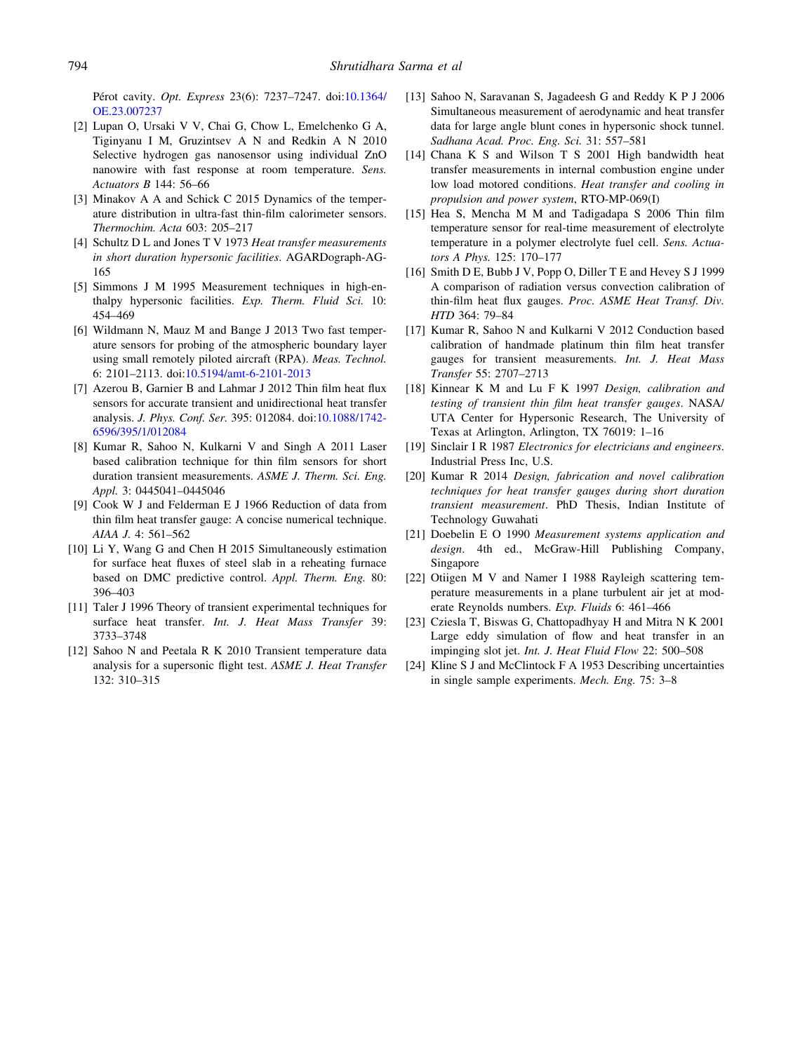Pérot cavity. *Opt. Express* 23(6): 7237–7247. doi:10.1364/OE.23.007237

[2] Lupan O, Ursaki V V, Chai G, Chow L, Emelchenko G A, Tiginyanu I M, Gruzintsev A N and Redkin A N 2010 Selective hydrogen gas nanosensor using individual ZnO nanowire with fast response at room temperature. *Sens. Actuators B* 144: 56–66

[3] Minakov A A and Schick C 2015 Dynamics of the temperature distribution in ultra-fast thin-film calorimeter sensors. *Thermochim. Acta* 603: 205–217

[4] Schultz D L and Jones T V 1973 *Heat transfer measurements in short duration hypersonic facilities*. AGARDograph-AG-165

[5] Simmons J M 1995 Measurement techniques in high-enthalpy hypersonic facilities. *Exp. Therm. Fluid Sci.* 10: 454–469

[6] Wildmann N, Mauz M and Bange J 2013 Two fast temperature sensors for probing of the atmospheric boundary layer using small remotely piloted aircraft (RPA). *Meas. Technol.* 6: 2101–2113. doi:10.5194/amt-6-2101-2013

[7] Azerou B, Garnier B and Lahmar J 2012 Thin film heat flux sensors for accurate transient and unidirectional heat transfer analysis. *J. Phys. Conf. Ser.* 395: 012084. doi:10.1088/1742-6596/395/1/012084

[8] Kumar R, Sahoo N, Kulkarni V and Singh A 2011 Laser based calibration technique for thin film sensors for short duration transient measurements. *ASME J. Therm. Sci. Eng. Appl.* 3: 0445041–0445046

[9] Cook W J and Felderman E J 1966 Reduction of data from thin film heat transfer gauge: A concise numerical technique. *AIAA J.* 4: 561–562

[10] Li Y, Wang G and Chen H 2015 Simultaneously estimation for surface heat fluxes of steel slab in a reheating furnace based on DMC predictive control. *Appl. Therm. Eng.* 80: 396–403

[11] Taler J 1996 Theory of transient experimental techniques for surface heat transfer. *Int. J. Heat Mass Transfer* 39: 3733–3748

[12] Sahoo N and Peetala R K 2010 Transient temperature data analysis for a supersonic flight test. *ASME J. Heat Transfer* 132: 310–315

[13] Sahoo N, Saravanan S, Jagadeesh G and Reddy K P J 2006 Simultaneous measurement of aerodynamic and heat transfer data for large angle blunt cones in hypersonic shock tunnel. *Sadhana Acad. Proc. Eng. Sci.* 31: 557–581

[14] Chana K S and Wilson T S 2001 High bandwidth heat transfer measurements in internal combustion engine under low load motored conditions. *Heat transfer and cooling in propulsion and power system*, RTO-MP-069(I)

[15] Hea S, Mencha M M and Tadigadapa S 2006 Thin film temperature sensor for real-time measurement of electrolyte temperature in a polymer electrolyte fuel cell. *Sens. Actuators A Phys.* 125: 170–177

[16] Smith D E, Bubb J V, Popp O, Diller T E and Hevey S J 1999 A comparison of radiation versus convection calibration of thin-film heat flux gauges. *Proc. ASME Heat Transf. Div. HTD* 364: 79–84

[17] Kumar R, Sahoo N and Kulkarni V 2012 Conduction based calibration of handmade platinum thin film heat transfer gauges for transient measurements. *Int. J. Heat Mass Transfer* 55: 2707–2713

[18] Kinnear K M and Lu F K 1997 *Design, calibration and testing of transient thin film heat transfer gauges*. NASA/UTA Center for Hypersonic Research, The University of Texas at Arlington, Arlington, TX 76019: 1–16

[19] Sinclair I R 1987 *Electronics for electricians and engineers*. Industrial Press Inc, U.S.

[20] Kumar R 2014 *Design, fabrication and novel calibration techniques for heat transfer gauges during short duration transient measurement*. PhD Thesis, Indian Institute of Technology Guwahati

[21] Doebelin E O 1990 *Measurement systems application and design*. 4th ed., McGraw-Hill Publishing Company, Singapore

[22] Otiigen M V and Namer I 1988 Rayleigh scattering temperature measurements in a plane turbulent air jet at moderate Reynolds numbers. *Exp. Fluids* 6: 461–466

[23] Cziesla T, Biswas G, Chattopadhyay H and Mitra N K 2001 Large eddy simulation of flow and heat transfer in an impinging slot jet. *Int. J. Heat Fluid Flow* 22: 500–508

[24] Kline S J and McClintock F A 1953 Describing uncertainties in single sample experiments. *Mech. Eng.* 75: 3–8